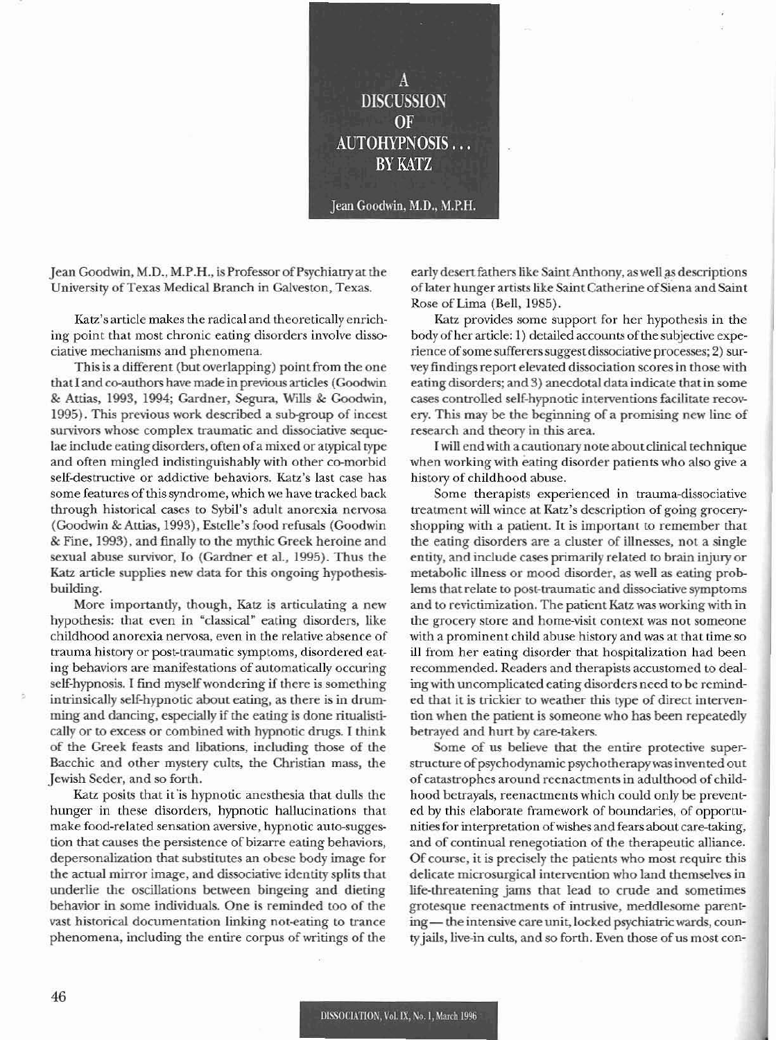# A DISCUSSION OF AUTOHYPNOSIS . . . BY KATZ

Jean Goodwin, M.D., M.P.H.

Jean Goodwin, M.D., M.P.H., is Professor of Psychiatry at the University of Texas Medical Branch in Galveston, Texas.

Katz's article makes the radical and theoretically enriching point that most chronic eating disorders involve dissociative mechanisms and phenomena.

This is a different (but overlapping) point from the one that I and co-authors have made in previous articles (Goodwin & Attias, 1993, 1994; Gardner, Segura, Wills & Goodwin, 1995). This previous work described a sub-group of incest survivors whose complex traumatic and dissociative sequelae include eating disorders, often of a mixed or atypical type and often mingled indistinguishably with other co-morbid self-destructive or addictive behaviors. Katz's last case has some features of this syndrome, which we have tracked back through historical cases to Sybil's adult anorexia nervosa (Goodwin & Attias, 1993), Estelle's food refusals (Goodwin & Fine, 1993), and finally to the mythic Greek heroine and sexual abuse survivor, Io (Gardner et al., 1995). Thus the Katz article supplies new data for this ongoing hypothesis-building.

More importantly, though, Katz is articulating a new hypothesis: that even in "classical" eating disorders, like childhood anorexia nervosa, even in the relative absence of trauma history or post-traumatic symptoms, disordered eating behaviors are manifestations of automatically occuring self-hypnosis. I find myself wondering if there is something intrinsically self-hypnotic about eating, as there is in drumming and dancing, especially if the eating is done ritualistically or to excess or combined with hypnotic drugs. I think of the Greek feasts and libations, including those of the Bacchic and other mystery cults, the Christian mass, the Jewish Seder, and so forth.

Katz posits that it is hypnotic anesthesia that dulls the hunger in these disorders, hypnotic hallucinations that make food-related sensation aversive, hypnotic auto-suggestion that causes the persistence of bizarre eating behaviors, depersonalization that substitutes an obese body image for the actual mirror image, and dissociative identity splits that underlie the oscillations between bingeing and dieting behavior in some individuals. One is reminded too of the vast historical documentation linking not-eating to trance phenomena, including the entire corpus of writings of the early desert fathers like Saint Anthony, as well as descriptions of later hunger artists like Saint Catherine of Siena and Saint Rose of Lima (Bell, 1985).

Katz provides some support for her hypothesis in the body of her article: 1) detailed accounts of the subjective experience of some sufferers suggest dissociative processes; 2) survey findings report elevated dissociation scores in those with eating disorders; and 3) anecdotal data indicate that in some cases controlled self-hypnotic interventions facilitate recovery. This may be the beginning of a promising new line of research and theory in this area.

I will end with a cautionary note about clinical technique when working with eating disorder patients who also give a history of childhood abuse.

Some therapists experienced in trauma-dissociative treatment will wince at Katz's description of going grocery-shopping with a patient. It is important to remember that the eating disorders are a cluster of illnesses, not a single entity, and include cases primarily related to brain injury or metabolic illness or mood disorder, as well as eating problems that relate to post-traumatic and dissociative symptoms and to revictimization. The patient Katz was working with in the grocery store and home-visit context was not someone with a prominent child abuse history and was at that time so ill from her eating disorder that hospitalization had been recommended. Readers and therapists accustomed to dealing with uncomplicated eating disorders need to be reminded that it is trickier to weather this type of direct intervention when the patient is someone who has been repeatedly betrayed and hurt by care-takers.

Some of us believe that the entire protective superstructure of psychodynamic psychotherapy was invented out of catastrophes around reenactments in adulthood of childhood betrayals, reenactments which could only be prevented by this elaborate framework of boundaries, of opportunities for interpretation of wishes and fears about care-taking, and of continual renegotiation of the therapeutic alliance. Of course, it is precisely the patients who most require this delicate microsurgical intervention who land themselves in life-threatening jams that lead to crude and sometimes grotesque reenactments of intrusive, meddlesome parenting — the intensive care unit, locked psychiatric wards, county jails, live-in cults, and so forth. Even those of us most con-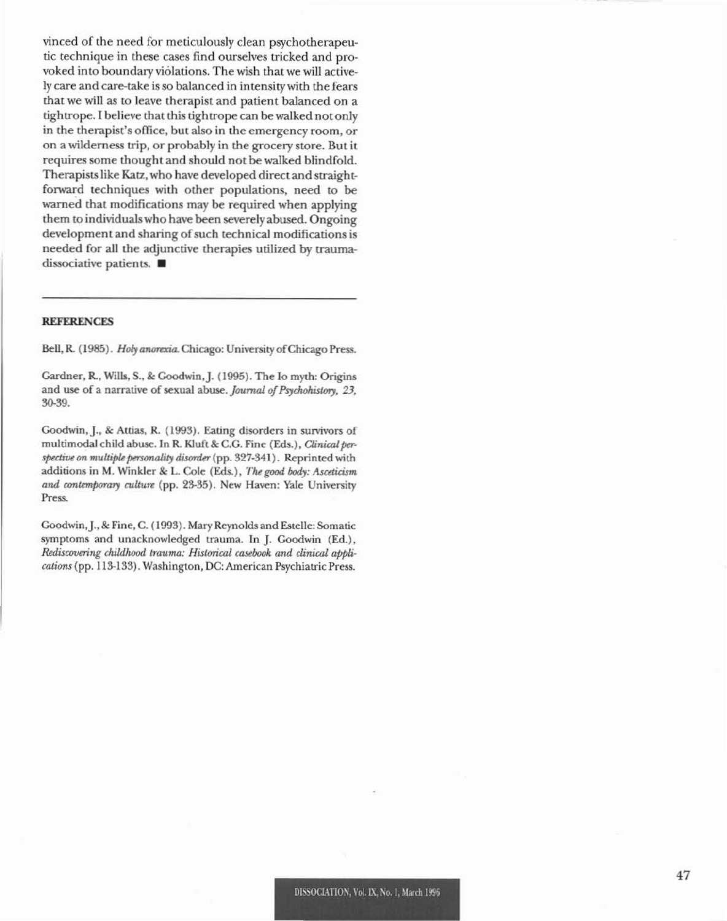vinced of the need for meticulously clean psychotherapeutic technique in these cases find ourselves tricked and provoked into boundary violations. The wish that we will actively care and care-take is so balanced in intensity with the fears that we will as to leave therapist and patient balanced on a tightrope. I believe that this tightrope can be walked not only in the therapist's office, but also in the emergency room, or on a wilderness trip, or probably in the grocery store. But it requires some thought and should not be walked blindfold. Therapists like Katz, who have developed direct and straightforward techniques with other populations, need to be warned that modifications may be required when applying them to individuals who have been severely abused. Ongoing development and sharing of such technical modifications is needed for all the adjunctive therapies utilized by trauma-dissociative patients. ■

---

**REFERENCES**

Bell, R. (1985). *Holy anorexia.* Chicago: University of Chicago Press.

Gardner, R., Wills, S., & Goodwin, J. (1995). The Io myth: Origins and use of a narrative of sexual abuse. *Journal of Psychohistory, 23,* 30-39.

Goodwin, J., & Attias, R. (1993). Eating disorders in survivors of multimodal child abuse. In R. Kluft & C.G. Fine (Eds.), *Clinical perspective on multiple personality disorder* (pp. 327-341). Reprinted with additions in M. Winkler & L. Cole (Eds.), *The good body: Asceticism and contemporary culture* (pp. 23-35). New Haven: Yale University Press.

Goodwin, J., & Fine, C. (1993). Mary Reynolds and Estelle: Somatic symptoms and unacknowledged trauma. In J. Goodwin (Ed.), *Rediscovering childhood trauma: Historical casebook and clinical applications* (pp. 113-133). Washington, DC: American Psychiatric Press.